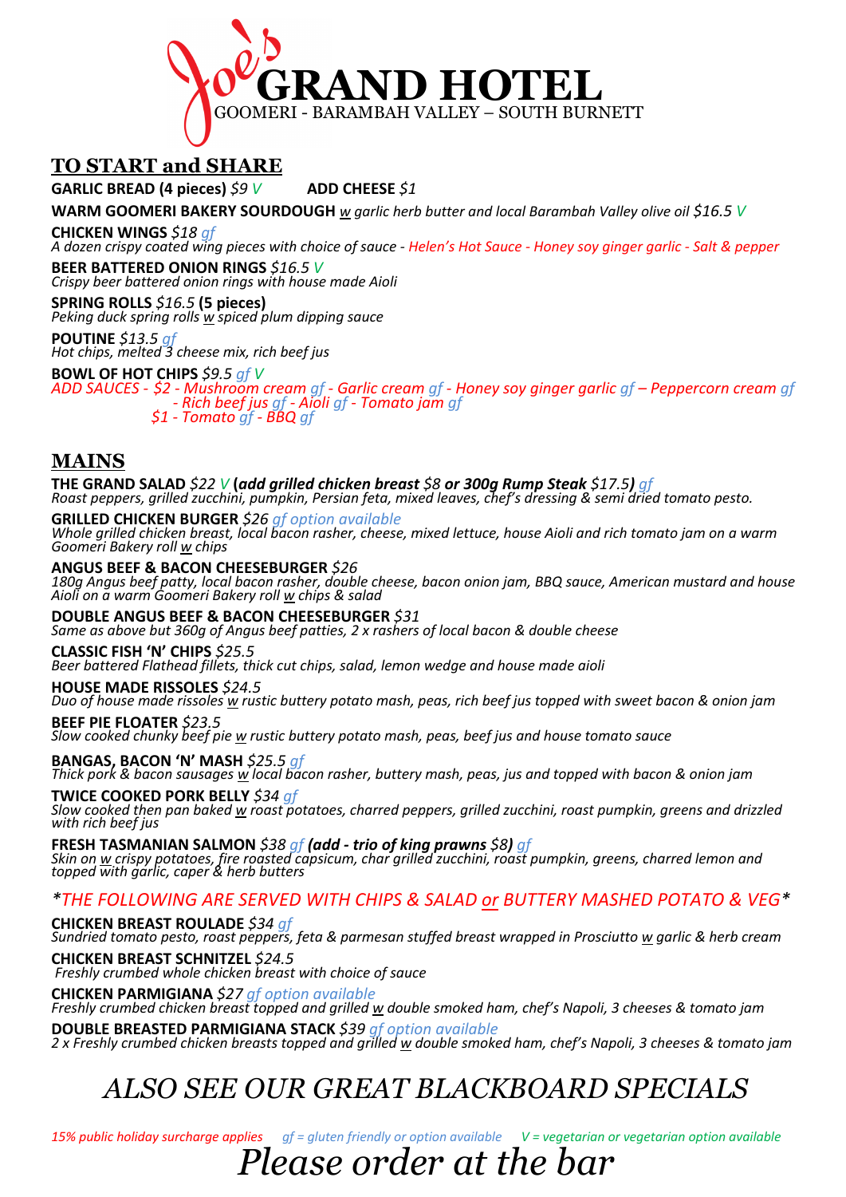# Joe's GRAND HOTEL

GOOMERI - BARAMBAH VALLEY – SOUTH BURNETT

## TO START and SHARE

**GARLIC BREAD (4 pieces)** *$9 V* **ADD CHEESE** *$1*

**WARM GOOMERI BAKERY SOURDOUGH** *w garlic herb butter and local Barambah Valley olive oil $16.5 V*

**CHICKEN WINGS** *$18 gf*
*A dozen crispy coated wing pieces with choice of sauce - Helen's Hot Sauce - Honey soy ginger garlic - Salt & pepper*

**BEER BATTERED ONION RINGS** *$16.5 V*
*Crispy beer battered onion rings with house made Aioli*

**SPRING ROLLS** *$16.5* **(5 pieces)**
*Peking duck spring rolls w spiced plum dipping sauce*

**POUTINE** *$13.5 gf*
*Hot chips, melted 3 cheese mix, rich beef jus*

**BOWL OF HOT CHIPS** *$9.5 gf V*
*ADD SAUCES - $2 - Mushroom cream gf - Garlic cream gf - Honey soy ginger garlic gf – Peppercorn cream gf - Rich beef jus gf - Aioli gf - Tomato jam gf*
*$1 - Tomato gf - BBQ gf*

## MAINS

**THE GRAND SALAD** *$22 V* **(*add grilled chicken breast* $8 *or 300g Rump Steak* $17.5)** *gf*
*Roast peppers, grilled zucchini, pumpkin, Persian feta, mixed leaves, chef's dressing & semi dried tomato pesto.*

**GRILLED CHICKEN BURGER** *$26 gf option available*
*Whole grilled chicken breast, local bacon rasher, cheese, mixed lettuce, house Aioli and rich tomato jam on a warm Goomeri Bakery roll w chips*

**ANGUS BEEF & BACON CHEESEBURGER** *$26*
*180g Angus beef patty, local bacon rasher, double cheese, bacon onion jam, BBQ sauce, American mustard and house Aioli on a warm Goomeri Bakery roll w chips & salad*

**DOUBLE ANGUS BEEF & BACON CHEESEBURGER** *$31*
*Same as above but 360g of Angus beef patties, 2 x rashers of local bacon & double cheese*

**CLASSIC FISH 'N' CHIPS** *$25.5*
*Beer battered Flathead fillets, thick cut chips, salad, lemon wedge and house made aioli*

**HOUSE MADE RISSOLES** *$24.5*
*Duo of house made rissoles w rustic buttery potato mash, peas, rich beef jus topped with sweet bacon & onion jam*

**BEEF PIE FLOATER** *$23.5*
*Slow cooked chunky beef pie w rustic buttery potato mash, peas, beef jus and house tomato sauce*

**BANGAS, BACON 'N' MASH** *$25.5 gf*
*Thick pork & bacon sausages w local bacon rasher, buttery mash, peas, jus and topped with bacon & onion jam*

**TWICE COOKED PORK BELLY** *$34 gf*
*Slow cooked then pan baked w roast potatoes, charred peppers, grilled zucchini, roast pumpkin, greens and drizzled with rich beef jus*

**FRESH TASMANIAN SALMON** *$38 gf* ***(add - trio of king prawns $8)*** *gf*
*Skin on w crispy potatoes, fire roasted capsicum, char grilled zucchini, roast pumpkin, greens, charred lemon and topped with garlic, caper & herb butters*

*\*THE FOLLOWING ARE SERVED WITH CHIPS & SALAD or BUTTERY MASHED POTATO & VEG\**

**CHICKEN BREAST ROULADE** *$34 gf*
*Sundried tomato pesto, roast peppers, feta & parmesan stuffed breast wrapped in Prosciutto w garlic & herb cream*

**CHICKEN BREAST SCHNITZEL** *$24.5*
*Freshly crumbed whole chicken breast with choice of sauce*

**CHICKEN PARMIGIANA** *$27 gf option available*
*Freshly crumbed chicken breast topped and grilled w double smoked ham, chef's Napoli, 3 cheeses & tomato jam*

**DOUBLE BREASTED PARMIGIANA STACK** *$39 gf option available*
*2 x Freshly crumbed chicken breasts topped and grilled w double smoked ham, chef's Napoli, 3 cheeses & tomato jam*

## *ALSO SEE OUR GREAT BLACKBOARD SPECIALS*

*15% public holiday surcharge applies* *gf = gluten friendly or option available* *V = vegetarian or vegetarian option available*

*Please order at the bar*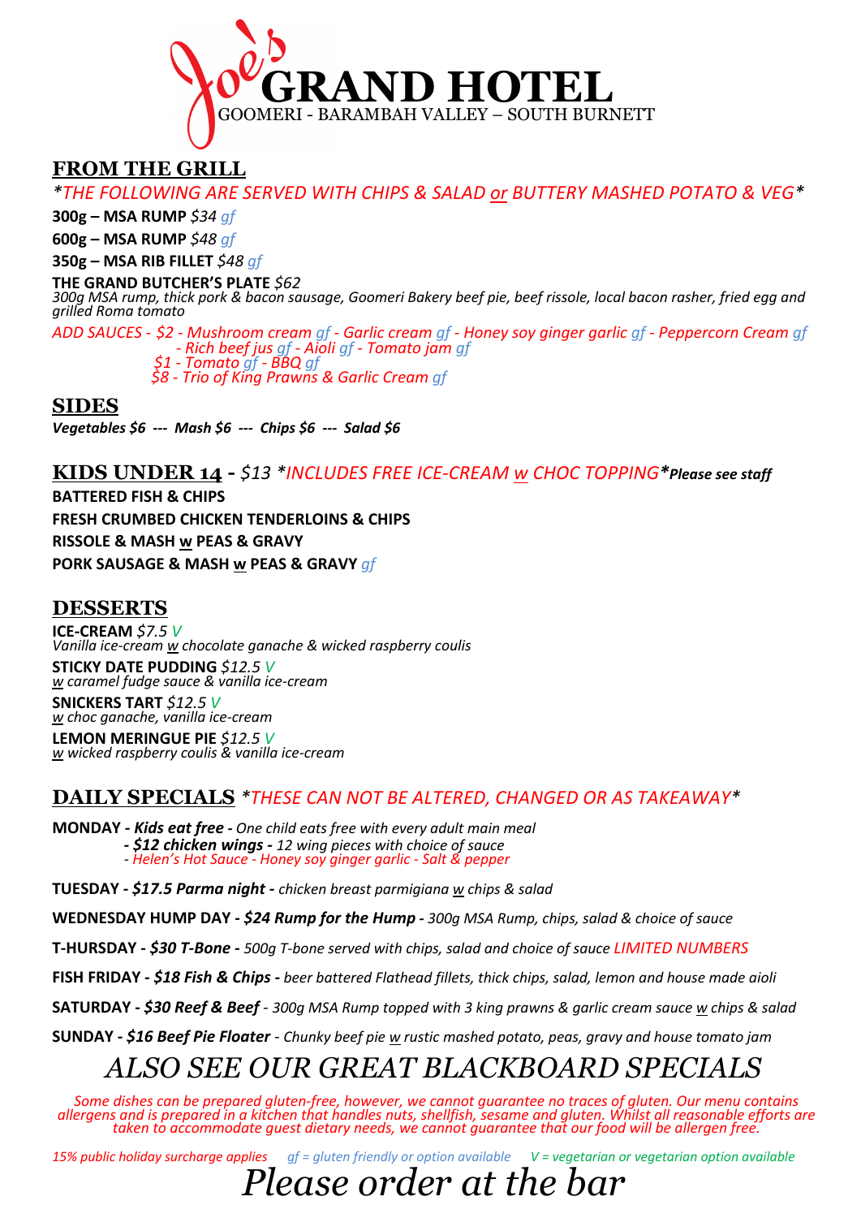# Joe's GRAND HOTEL

GOOMERI - BARAMBAH VALLEY – SOUTH BURNETT

## FROM THE GRILL

*\*THE FOLLOWING ARE SERVED WITH CHIPS & SALAD or BUTTERY MASHED POTATO & VEG\**

**300g – MSA RUMP** *$34 gf*

**600g – MSA RUMP** *$48 gf*

**350g – MSA RIB FILLET** *$48 gf*

**THE GRAND BUTCHER'S PLATE** *$62*
*300g MSA rump, thick pork & bacon sausage, Goomeri Bakery beef pie, beef rissole, local bacon rasher, fried egg and grilled Roma tomato*

*ADD SAUCES - $2 - Mushroom cream gf - Garlic cream gf - Honey soy ginger garlic gf - Peppercorn Cream gf - Rich beef jus gf - Aioli gf - Tomato jam gf*
*$1 - Tomato gf - BBQ gf*
*$8 - Trio of King Prawns & Garlic Cream gf*

## SIDES

***Vegetables $6 --- Mash $6 --- Chips $6 --- Salad $6***

## KIDS UNDER 14 - *$13 \*INCLUDES FREE ICE-CREAM w CHOC TOPPING\*Please see staff*

**BATTERED FISH & CHIPS**

**FRESH CRUMBED CHICKEN TENDERLOINS & CHIPS**

**RISSOLE & MASH w PEAS & GRAVY**

**PORK SAUSAGE & MASH w PEAS & GRAVY** *gf*

## DESSERTS

**ICE-CREAM** *$7.5 V*
*Vanilla ice-cream w chocolate ganache & wicked raspberry coulis*

**STICKY DATE PUDDING** *$12.5 V*
*w caramel fudge sauce & vanilla ice-cream*

**SNICKERS TART** *$12.5 V*
*w choc ganache, vanilla ice-cream*

**LEMON MERINGUE PIE** *$12.5 V*
*w wicked raspberry coulis & vanilla ice-cream*

## DAILY SPECIALS *\*THESE CAN NOT BE ALTERED, CHANGED OR AS TAKEAWAY\**

**MONDAY - *Kids eat free*** - *One child eats free with every adult main meal*
**- *$12 chicken wings*** - *12 wing pieces with choice of sauce*
*- Helen's Hot Sauce - Honey soy ginger garlic - Salt & pepper*

**TUESDAY - *$17.5 Parma night*** - *chicken breast parmigiana w chips & salad*

**WEDNESDAY HUMP DAY - *$24 Rump for the Hump*** - *300g MSA Rump, chips, salad & choice of sauce*

**T-HURSDAY - *$30 T-Bone*** - *500g T-bone served with chips, salad and choice of sauce LIMITED NUMBERS*

**FISH FRIDAY - *$18 Fish & Chips*** - *beer battered Flathead fillets, thick chips, salad, lemon and house made aioli*

**SATURDAY - *$30 Reef & Beef*** - *300g MSA Rump topped with 3 king prawns & garlic cream sauce w chips & salad*

**SUNDAY - *$16 Beef Pie Floater*** - *Chunky beef pie w rustic mashed potato, peas, gravy and house tomato jam*

# *ALSO SEE OUR GREAT BLACKBOARD SPECIALS*

*Some dishes can be prepared gluten-free, however, we cannot guarantee no traces of gluten. Our menu contains allergens and is prepared in a kitchen that handles nuts, shellfish, sesame and gluten. Whilst all reasonable efforts are taken to accommodate guest dietary needs, we cannot guarantee that our food will be allergen free.*

*15% public holiday surcharge applies* *gf = gluten friendly or option available* *V = vegetarian or vegetarian option available*

# *Please order at the bar*